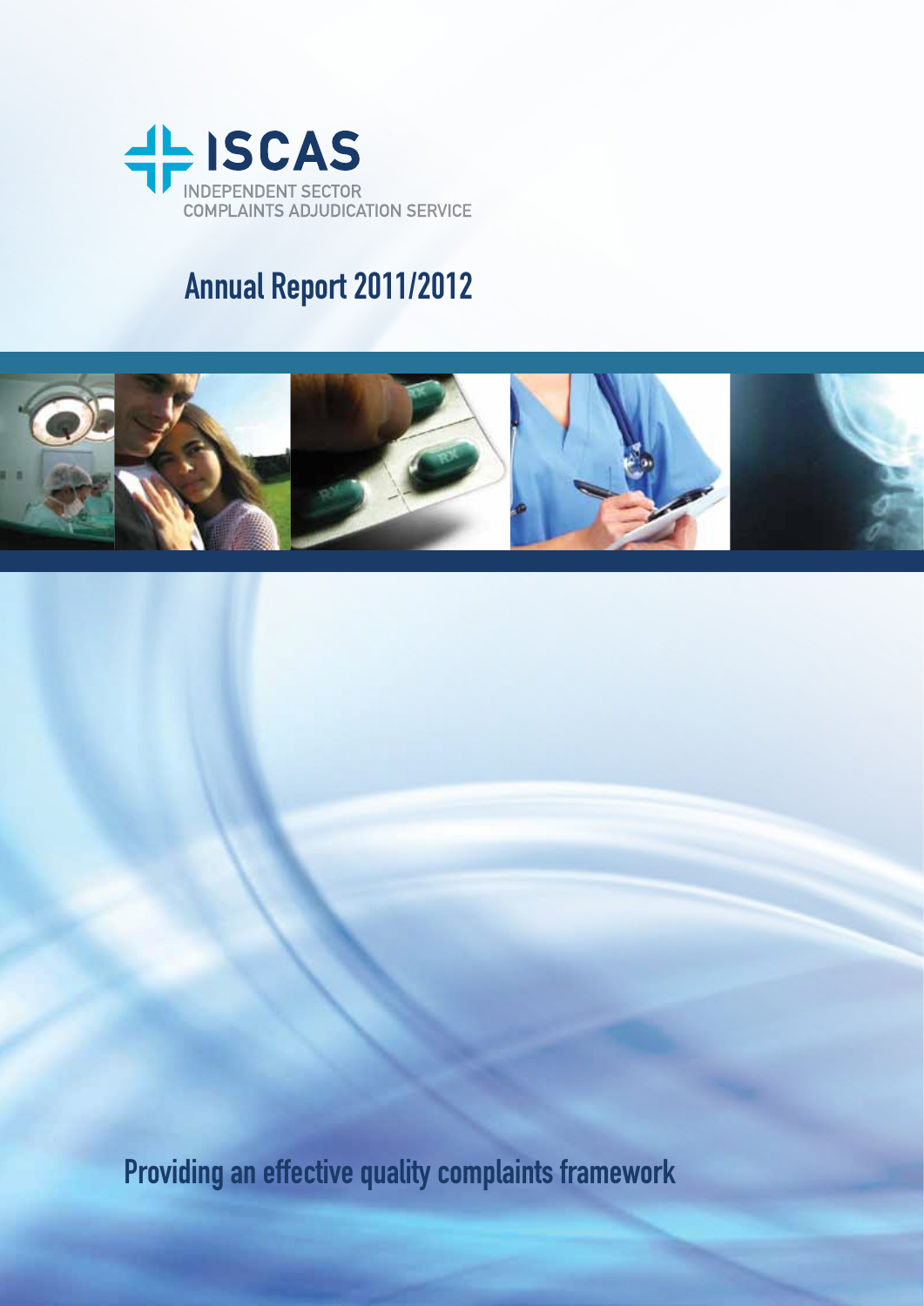ISCAS

INDEPENDENT SECTOR COMPLAINTS ADJUDICATION SERVICE

# Annual Report 2011/2012

Providing an effective quality complaints framework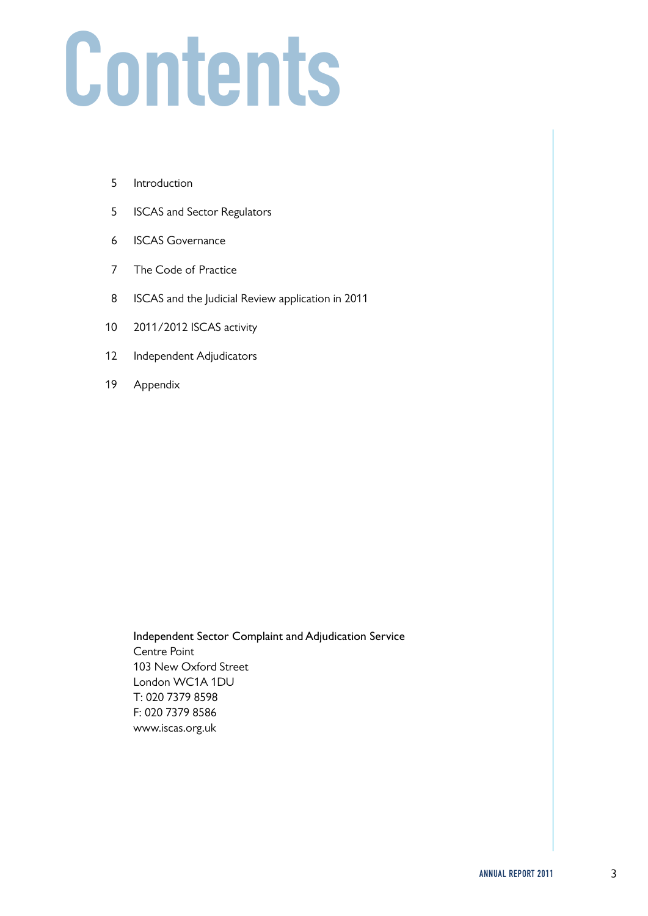# Contents

| | |
|---|---|
| 5 | Introduction |
| 5 | ISCAS and Sector Regulators |
| 6 | ISCAS Governance |
| 7 | The Code of Practice |
| 8 | ISCAS and the Judicial Review application in 2011 |
| 10 | 2011/2012 ISCAS activity |
| 12 | Independent Adjudicators |
| 19 | Appendix |

Independent Sector Complaint and Adjudication Service
Centre Point
103 New Oxford Street
London WC1A 1DU
T: 020 7379 8598
F: 020 7379 8586
www.iscas.org.uk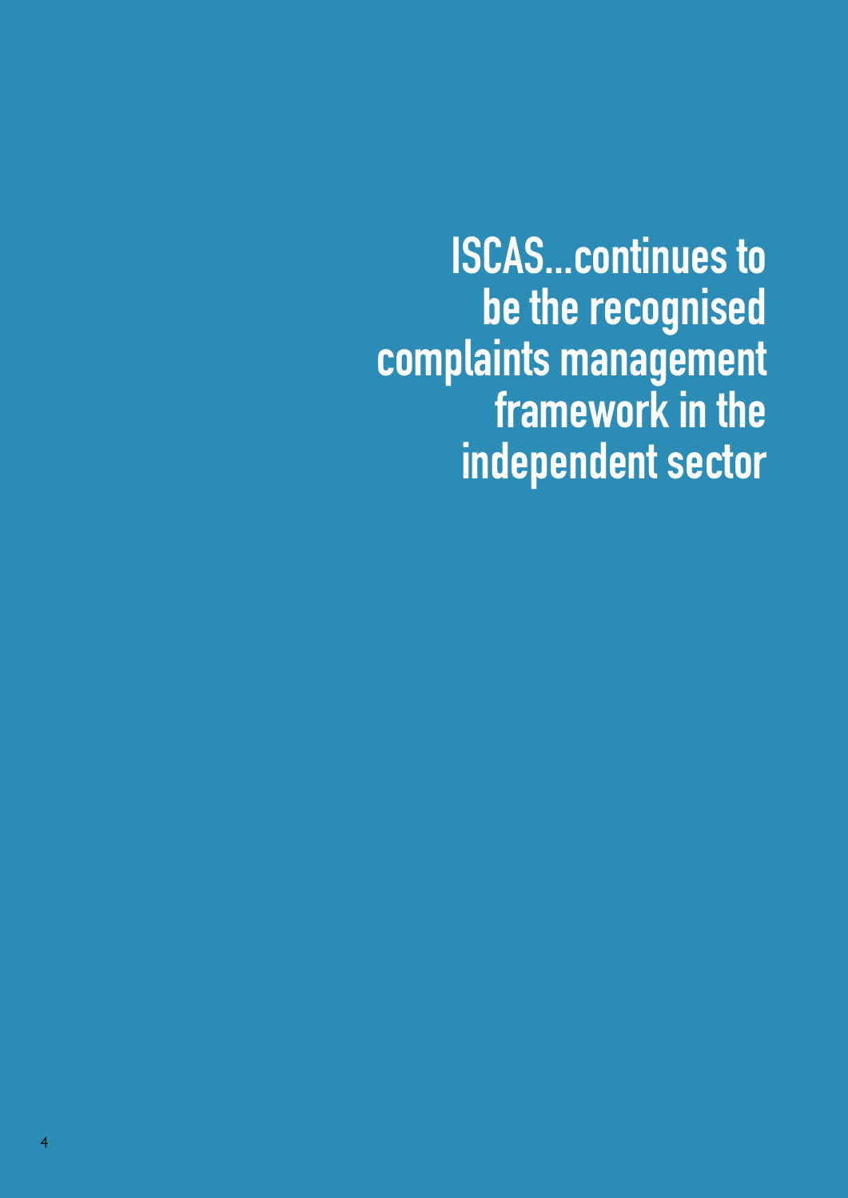# ISCAS...continues to be the recognised complaints management framework in the independent sector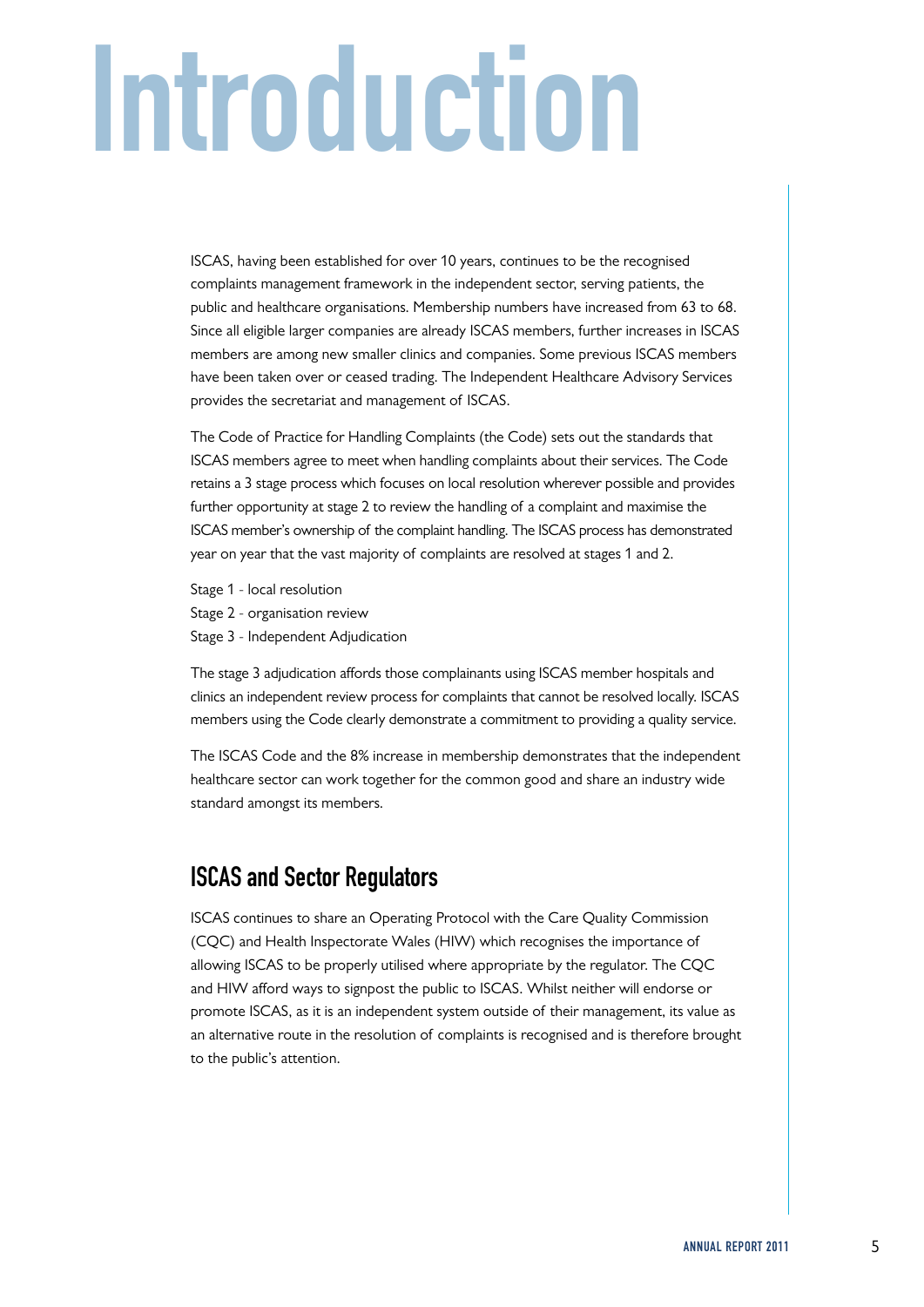# Introduction

ISCAS, having been established for over 10 years, continues to be the recognised complaints management framework in the independent sector, serving patients, the public and healthcare organisations. Membership numbers have increased from 63 to 68. Since all eligible larger companies are already ISCAS members, further increases in ISCAS members are among new smaller clinics and companies. Some previous ISCAS members have been taken over or ceased trading. The Independent Healthcare Advisory Services provides the secretariat and management of ISCAS.

The Code of Practice for Handling Complaints (the Code) sets out the standards that ISCAS members agree to meet when handling complaints about their services. The Code retains a 3 stage process which focuses on local resolution wherever possible and provides further opportunity at stage 2 to review the handling of a complaint and maximise the ISCAS member's ownership of the complaint handling. The ISCAS process has demonstrated year on year that the vast majority of complaints are resolved at stages 1 and 2.

Stage 1 - local resolution
Stage 2 - organisation review
Stage 3 - Independent Adjudication

The stage 3 adjudication affords those complainants using ISCAS member hospitals and clinics an independent review process for complaints that cannot be resolved locally. ISCAS members using the Code clearly demonstrate a commitment to providing a quality service.

The ISCAS Code and the 8% increase in membership demonstrates that the independent healthcare sector can work together for the common good and share an industry wide standard amongst its members.

## ISCAS and Sector Regulators

ISCAS continues to share an Operating Protocol with the Care Quality Commission (CQC) and Health Inspectorate Wales (HIW) which recognises the importance of allowing ISCAS to be properly utilised where appropriate by the regulator. The CQC and HIW afford ways to signpost the public to ISCAS. Whilst neither will endorse or promote ISCAS, as it is an independent system outside of their management, its value as an alternative route in the resolution of complaints is recognised and is therefore brought to the public's attention.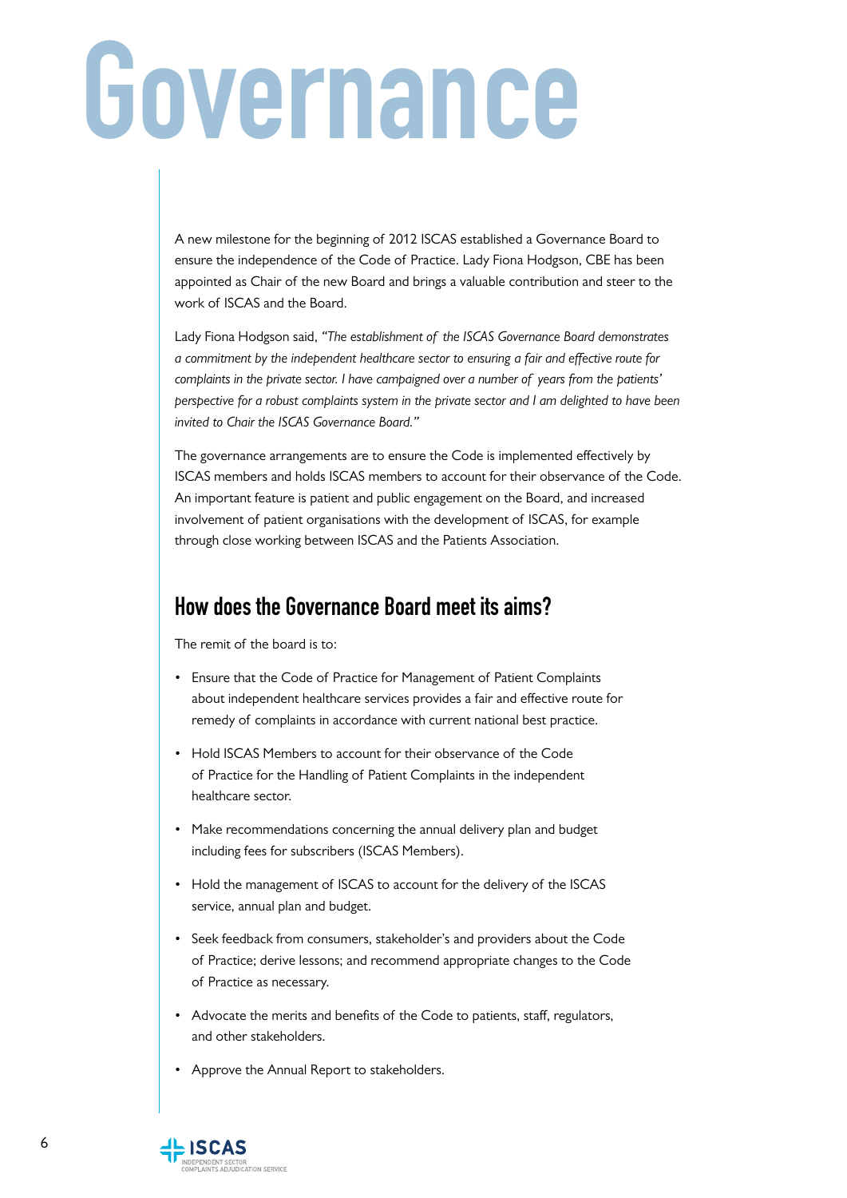# Governance

A new milestone for the beginning of 2012 ISCAS established a Governance Board to ensure the independence of the Code of Practice. Lady Fiona Hodgson, CBE has been appointed as Chair of the new Board and brings a valuable contribution and steer to the work of ISCAS and the Board.

Lady Fiona Hodgson said, *"The establishment of the ISCAS Governance Board demonstrates a commitment by the independent healthcare sector to ensuring a fair and effective route for complaints in the private sector. I have campaigned over a number of years from the patients' perspective for a robust complaints system in the private sector and I am delighted to have been invited to Chair the ISCAS Governance Board."*

The governance arrangements are to ensure the Code is implemented effectively by ISCAS members and holds ISCAS members to account for their observance of the Code. An important feature is patient and public engagement on the Board, and increased involvement of patient organisations with the development of ISCAS, for example through close working between ISCAS and the Patients Association.

## How does the Governance Board meet its aims?

The remit of the board is to:

- Ensure that the Code of Practice for Management of Patient Complaints about independent healthcare services provides a fair and effective route for remedy of complaints in accordance with current national best practice.
- Hold ISCAS Members to account for their observance of the Code of Practice for the Handling of Patient Complaints in the independent healthcare sector.
- Make recommendations concerning the annual delivery plan and budget including fees for subscribers (ISCAS Members).
- Hold the management of ISCAS to account for the delivery of the ISCAS service, annual plan and budget.
- Seek feedback from consumers, stakeholder's and providers about the Code of Practice; derive lessons; and recommend appropriate changes to the Code of Practice as necessary.
- Advocate the merits and benefits of the Code to patients, staff, regulators, and other stakeholders.
- Approve the Annual Report to stakeholders.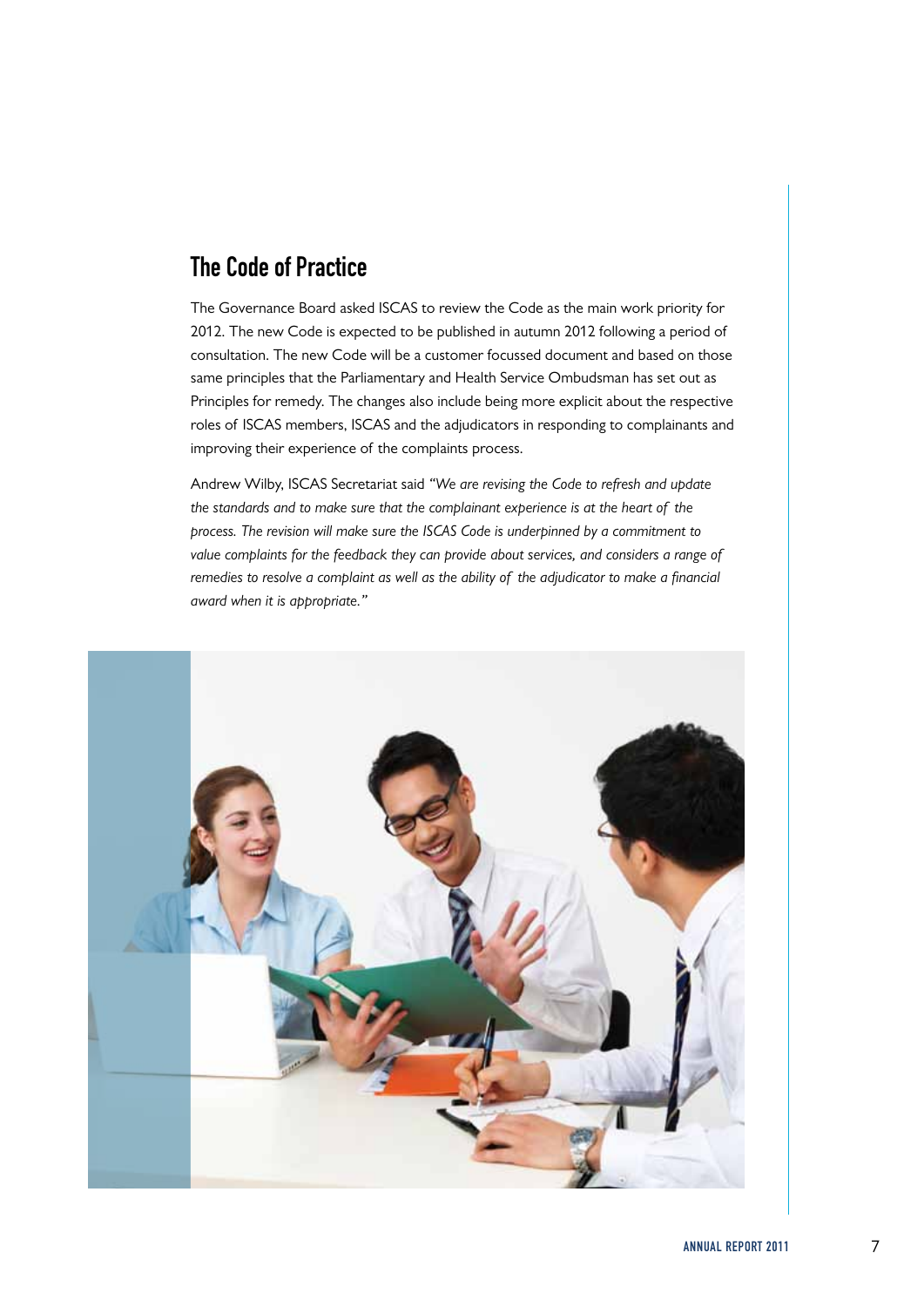## The Code of Practice

The Governance Board asked ISCAS to review the Code as the main work priority for 2012. The new Code is expected to be published in autumn 2012 following a period of consultation. The new Code will be a customer focussed document and based on those same principles that the Parliamentary and Health Service Ombudsman has set out as Principles for remedy. The changes also include being more explicit about the respective roles of ISCAS members, ISCAS and the adjudicators in responding to complainants and improving their experience of the complaints process.

Andrew Wilby, ISCAS Secretariat said *"We are revising the Code to refresh and update the standards and to make sure that the complainant experience is at the heart of the process. The revision will make sure the ISCAS Code is underpinned by a commitment to value complaints for the feedback they can provide about services, and considers a range of remedies to resolve a complaint as well as the ability of the adjudicator to make a financial award when it is appropriate."*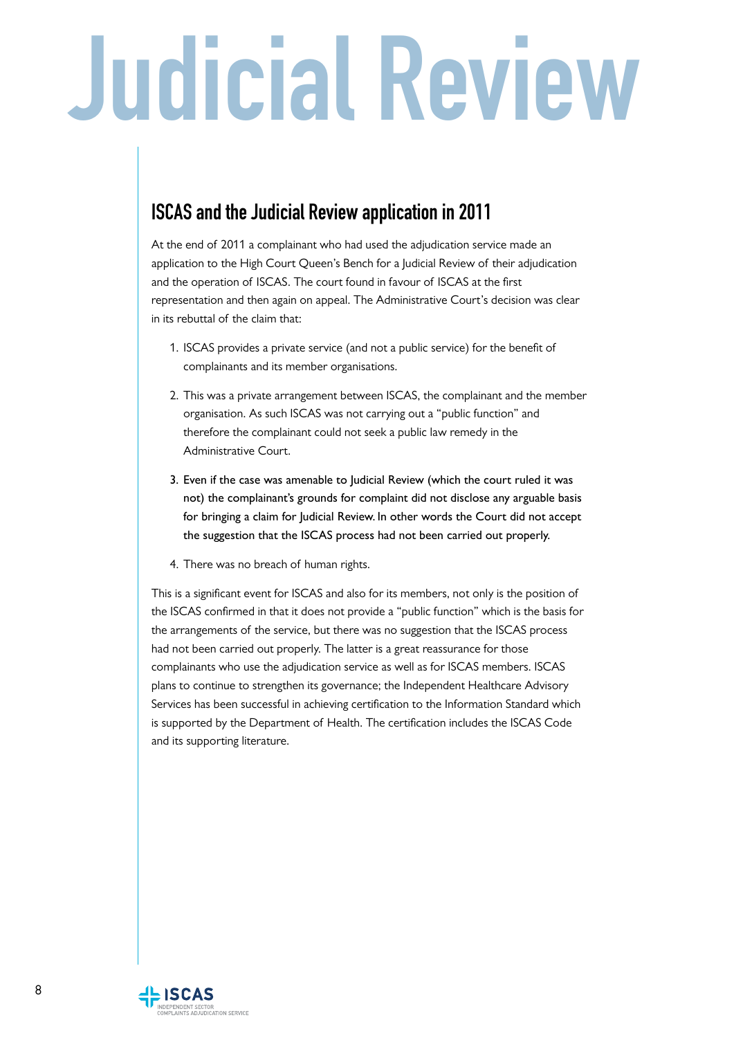# Judicial Review

## ISCAS and the Judicial Review application in 2011

At the end of 2011 a complainant who had used the adjudication service made an application to the High Court Queen's Bench for a Judicial Review of their adjudication and the operation of ISCAS. The court found in favour of ISCAS at the first representation and then again on appeal. The Administrative Court's decision was clear in its rebuttal of the claim that:

1. ISCAS provides a private service (and not a public service) for the benefit of complainants and its member organisations.
2. This was a private arrangement between ISCAS, the complainant and the member organisation. As such ISCAS was not carrying out a "public function" and therefore the complainant could not seek a public law remedy in the Administrative Court.
3. Even if the case was amenable to Judicial Review (which the court ruled it was not) the complainant's grounds for complaint did not disclose any arguable basis for bringing a claim for Judicial Review. In other words the Court did not accept the suggestion that the ISCAS process had not been carried out properly.
4. There was no breach of human rights.

This is a significant event for ISCAS and also for its members, not only is the position of the ISCAS confirmed in that it does not provide a "public function" which is the basis for the arrangements of the service, but there was no suggestion that the ISCAS process had not been carried out properly. The latter is a great reassurance for those complainants who use the adjudication service as well as for ISCAS members. ISCAS plans to continue to strengthen its governance; the Independent Healthcare Advisory Services has been successful in achieving certification to the Information Standard which is supported by the Department of Health. The certification includes the ISCAS Code and its supporting literature.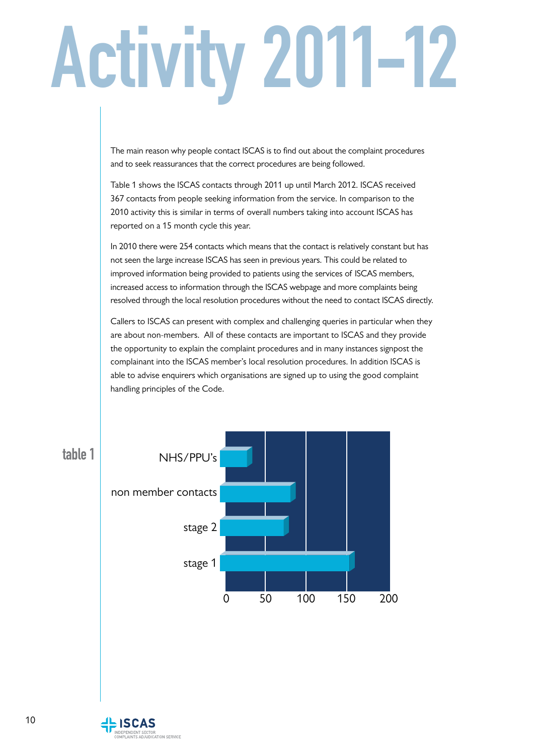# Activity 2011–12

The main reason why people contact ISCAS is to find out about the complaint procedures and to seek reassurances that the correct procedures are being followed.

Table 1 shows the ISCAS contacts through 2011 up until March 2012. ISCAS received 367 contacts from people seeking information from the service. In comparison to the 2010 activity this is similar in terms of overall numbers taking into account ISCAS has reported on a 15 month cycle this year.

In 2010 there were 254 contacts which means that the contact is relatively constant but has not seen the large increase ISCAS has seen in previous years. This could be related to improved information being provided to patients using the services of ISCAS members, increased access to information through the ISCAS webpage and more complaints being resolved through the local resolution procedures without the need to contact ISCAS directly.

Callers to ISCAS can present with complex and challenging queries in particular when they are about non-members. All of these contacts are important to ISCAS and they provide the opportunity to explain the complaint procedures and in many instances signpost the complainant into the ISCAS member's local resolution procedures. In addition ISCAS is able to advise enquirers which organisations are signed up to using the good complaint handling principles of the Code.

**table 1**

NHS/PPU's

non member contacts

stage 2

stage 1

0 50 100 150 200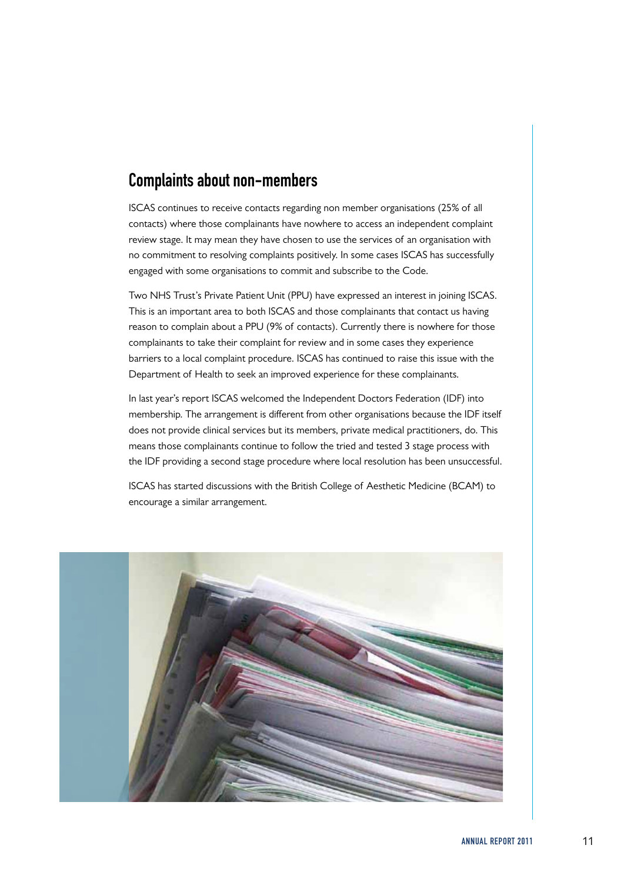## Complaints about non-members

ISCAS continues to receive contacts regarding non member organisations (25% of all contacts) where those complainants have nowhere to access an independent complaint review stage. It may mean they have chosen to use the services of an organisation with no commitment to resolving complaints positively. In some cases ISCAS has successfully engaged with some organisations to commit and subscribe to the Code.

Two NHS Trust's Private Patient Unit (PPU) have expressed an interest in joining ISCAS. This is an important area to both ISCAS and those complainants that contact us having reason to complain about a PPU (9% of contacts). Currently there is nowhere for those complainants to take their complaint for review and in some cases they experience barriers to a local complaint procedure. ISCAS has continued to raise this issue with the Department of Health to seek an improved experience for these complainants.

In last year's report ISCAS welcomed the Independent Doctors Federation (IDF) into membership. The arrangement is different from other organisations because the IDF itself does not provide clinical services but its members, private medical practitioners, do. This means those complainants continue to follow the tried and tested 3 stage process with the IDF providing a second stage procedure where local resolution has been unsuccessful.

ISCAS has started discussions with the British College of Aesthetic Medicine (BCAM) to encourage a similar arrangement.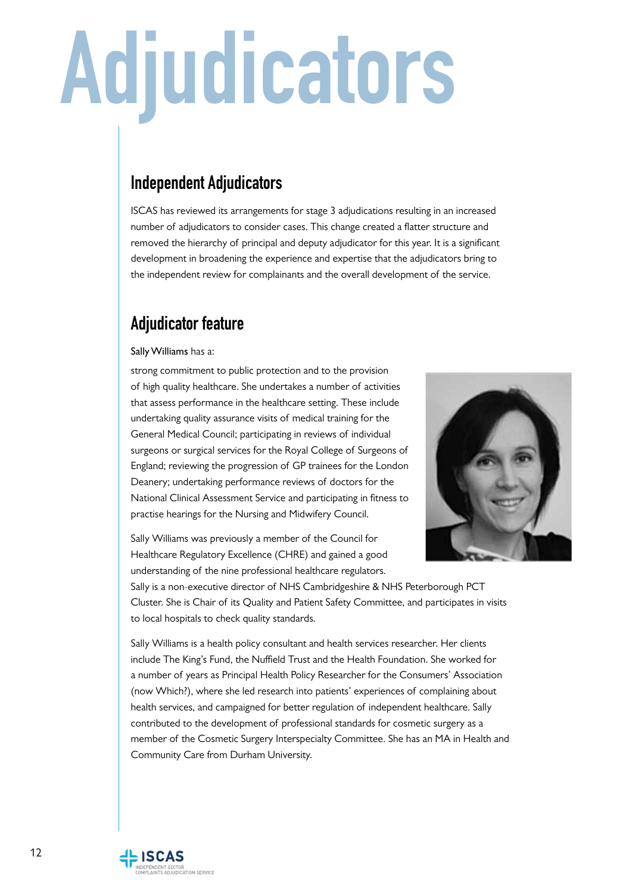# Adjudicators

## Independent Adjudicators

ISCAS has reviewed its arrangements for stage 3 adjudications resulting in an increased number of adjudicators to consider cases. This change created a flatter structure and removed the hierarchy of principal and deputy adjudicator for this year. It is a significant development in broadening the experience and expertise that the adjudicators bring to the independent review for complainants and the overall development of the service.

## Adjudicator feature

Sally Williams has a:

strong commitment to public protection and to the provision of high quality healthcare. She undertakes a number of activities that assess performance in the healthcare setting. These include undertaking quality assurance visits of medical training for the General Medical Council; participating in reviews of individual surgeons or surgical services for the Royal College of Surgeons of England; reviewing the progression of GP trainees for the London Deanery; undertaking performance reviews of doctors for the National Clinical Assessment Service and participating in fitness to practise hearings for the Nursing and Midwifery Council.

Sally Williams was previously a member of the Council for Healthcare Regulatory Excellence (CHRE) and gained a good understanding of the nine professional healthcare regulators. Sally is a non-executive director of NHS Cambridgeshire & NHS Peterborough PCT Cluster. She is Chair of its Quality and Patient Safety Committee, and participates in visits to local hospitals to check quality standards.

Sally Williams is a health policy consultant and health services researcher. Her clients include The King's Fund, the Nuffield Trust and the Health Foundation. She worked for a number of years as Principal Health Policy Researcher for the Consumers' Association (now Which?), where she led research into patients' experiences of complaining about health services, and campaigned for better regulation of independent healthcare. Sally contributed to the development of professional standards for cosmetic surgery as a member of the Cosmetic Surgery Interspecialty Committee. She has an MA in Health and Community Care from Durham University.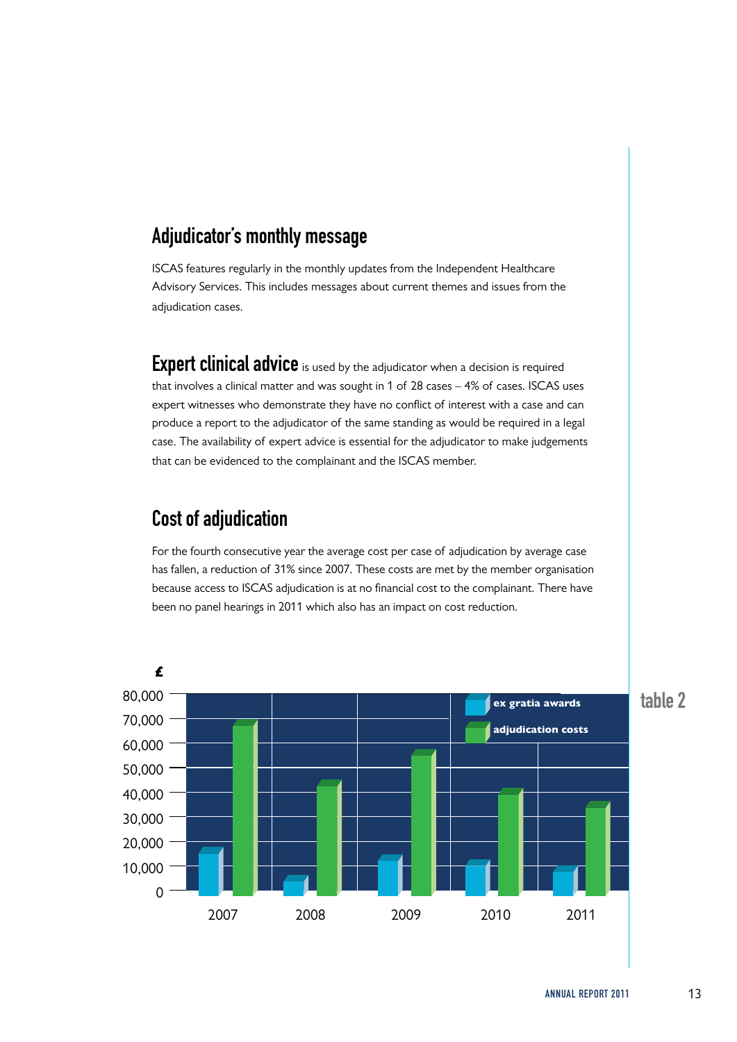## Adjudicator's monthly message

ISCAS features regularly in the monthly updates from the Independent Healthcare Advisory Services. This includes messages about current themes and issues from the adjudication cases.

**Expert clinical advice** is used by the adjudicator when a decision is required that involves a clinical matter and was sought in 1 of 28 cases – 4% of cases. ISCAS uses expert witnesses who demonstrate they have no conflict of interest with a case and can produce a report to the adjudicator of the same standing as would be required in a legal case. The availability of expert advice is essential for the adjudicator to make judgements that can be evidenced to the complainant and the ISCAS member.

## Cost of adjudication

For the fourth consecutive year the average cost per case of adjudication by average case has fallen, a reduction of 31% since 2007. These costs are met by the member organisation because access to ISCAS adjudication is at no financial cost to the complainant. There have been no panel hearings in 2011 which also has an impact on cost reduction.

table 2

£ (chart: ex gratia awards and adjudication costs, 2007–2011; y-axis 0 to 80,000)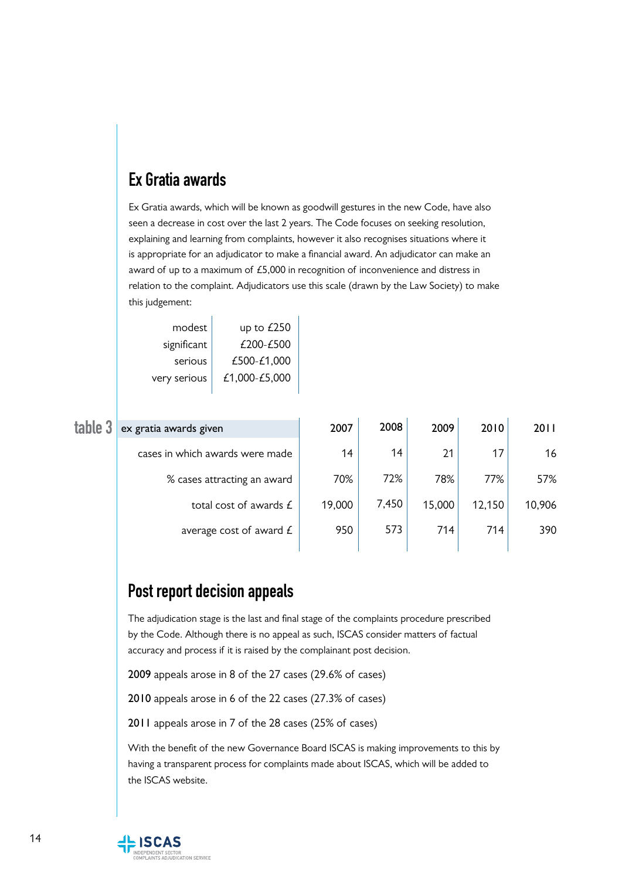## Ex Gratia awards

Ex Gratia awards, which will be known as goodwill gestures in the new Code, have also seen a decrease in cost over the last 2 years. The Code focuses on seeking resolution, explaining and learning from complaints, however it also recognises situations where it is appropriate for an adjudicator to make a financial award. An adjudicator can make an award of up to a maximum of £5,000 in recognition of inconvenience and distress in relation to the complaint. Adjudicators use this scale (drawn by the Law Society) to make this judgement:

| | |
|---|---|
| modest | up to £250 |
| significant | £200-£500 |
| serious | £500-£1,000 |
| very serious | £1,000-£5,000 |

**table 3**

| ex gratia awards given | 2007 | 2008 | 2009 | 2010 | 2011 |
|---|---|---|---|---|---|
| cases in which awards were made | 14 | 14 | 21 | 17 | 16 |
| % cases attracting an award | 70% | 72% | 78% | 77% | 57% |
| total cost of awards £ | 19,000 | 7,450 | 15,000 | 12,150 | 10,906 |
| average cost of award £ | 950 | 573 | 714 | 714 | 390 |

## Post report decision appeals

The adjudication stage is the last and final stage of the complaints procedure prescribed by the Code. Although there is no appeal as such, ISCAS consider matters of factual accuracy and process if it is raised by the complainant post decision.

**2009** appeals arose in 8 of the 27 cases (29.6% of cases)

**2010** appeals arose in 6 of the 22 cases (27.3% of cases)

**2011** appeals arose in 7 of the 28 cases (25% of cases)

With the benefit of the new Governance Board ISCAS is making improvements to this by having a transparent process for complaints made about ISCAS, which will be added to the ISCAS website.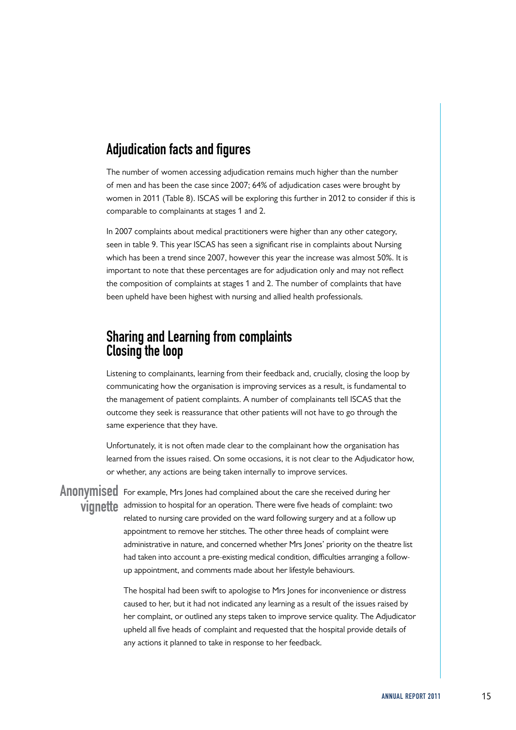## Adjudication facts and figures

The number of women accessing adjudication remains much higher than the number of men and has been the case since 2007; 64% of adjudication cases were brought by women in 2011 (Table 8). ISCAS will be exploring this further in 2012 to consider if this is comparable to complainants at stages 1 and 2.

In 2007 complaints about medical practitioners were higher than any other category, seen in table 9. This year ISCAS has seen a significant rise in complaints about Nursing which has been a trend since 2007, however this year the increase was almost 50%. It is important to note that these percentages are for adjudication only and may not reflect the composition of complaints at stages 1 and 2. The number of complaints that have been upheld have been highest with nursing and allied health professionals.

## Sharing and Learning from complaints Closing the loop

Listening to complainants, learning from their feedback and, crucially, closing the loop by communicating how the organisation is improving services as a result, is fundamental to the management of patient complaints. A number of complainants tell ISCAS that the outcome they seek is reassurance that other patients will not have to go through the same experience that they have.

Unfortunately, it is not often made clear to the complainant how the organisation has learned from the issues raised. On some occasions, it is not clear to the Adjudicator how, or whether, any actions are being taken internally to improve services.

**Anonymised vignette**

For example, Mrs Jones had complained about the care she received during her admission to hospital for an operation. There were five heads of complaint: two related to nursing care provided on the ward following surgery and at a follow up appointment to remove her stitches. The other three heads of complaint were administrative in nature, and concerned whether Mrs Jones' priority on the theatre list had taken into account a pre-existing medical condition, difficulties arranging a follow-up appointment, and comments made about her lifestyle behaviours.

The hospital had been swift to apologise to Mrs Jones for inconvenience or distress caused to her, but it had not indicated any learning as a result of the issues raised by her complaint, or outlined any steps taken to improve service quality. The Adjudicator upheld all five heads of complaint and requested that the hospital provide details of any actions it planned to take in response to her feedback.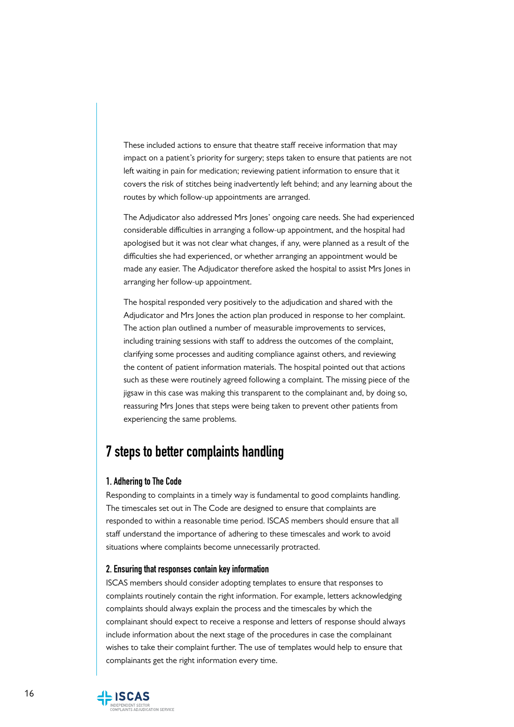These included actions to ensure that theatre staff receive information that may impact on a patient's priority for surgery; steps taken to ensure that patients are not left waiting in pain for medication; reviewing patient information to ensure that it covers the risk of stitches being inadvertently left behind; and any learning about the routes by which follow-up appointments are arranged.

The Adjudicator also addressed Mrs Jones' ongoing care needs. She had experienced considerable difficulties in arranging a follow-up appointment, and the hospital had apologised but it was not clear what changes, if any, were planned as a result of the difficulties she had experienced, or whether arranging an appointment would be made any easier. The Adjudicator therefore asked the hospital to assist Mrs Jones in arranging her follow-up appointment.

The hospital responded very positively to the adjudication and shared with the Adjudicator and Mrs Jones the action plan produced in response to her complaint. The action plan outlined a number of measurable improvements to services, including training sessions with staff to address the outcomes of the complaint, clarifying some processes and auditing compliance against others, and reviewing the content of patient information materials. The hospital pointed out that actions such as these were routinely agreed following a complaint. The missing piece of the jigsaw in this case was making this transparent to the complainant and, by doing so, reassuring Mrs Jones that steps were being taken to prevent other patients from experiencing the same problems.

## 7 steps to better complaints handling

### 1. Adhering to The Code

Responding to complaints in a timely way is fundamental to good complaints handling. The timescales set out in The Code are designed to ensure that complaints are responded to within a reasonable time period. ISCAS members should ensure that all staff understand the importance of adhering to these timescales and work to avoid situations where complaints become unnecessarily protracted.

### 2. Ensuring that responses contain key information

ISCAS members should consider adopting templates to ensure that responses to complaints routinely contain the right information. For example, letters acknowledging complaints should always explain the process and the timescales by which the complainant should expect to receive a response and letters of response should always include information about the next stage of the procedures in case the complainant wishes to take their complaint further. The use of templates would help to ensure that complainants get the right information every time.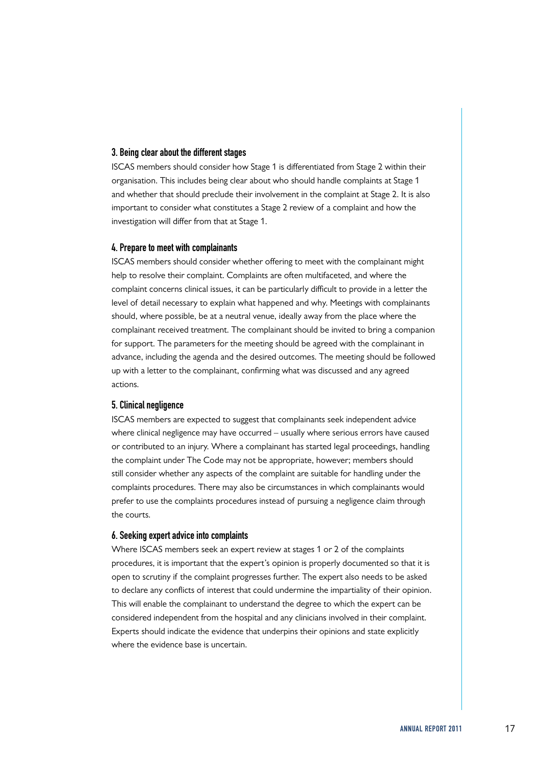### 3. Being clear about the different stages

ISCAS members should consider how Stage 1 is differentiated from Stage 2 within their organisation. This includes being clear about who should handle complaints at Stage 1 and whether that should preclude their involvement in the complaint at Stage 2. It is also important to consider what constitutes a Stage 2 review of a complaint and how the investigation will differ from that at Stage 1.

### 4. Prepare to meet with complainants

ISCAS members should consider whether offering to meet with the complainant might help to resolve their complaint. Complaints are often multifaceted, and where the complaint concerns clinical issues, it can be particularly difficult to provide in a letter the level of detail necessary to explain what happened and why. Meetings with complainants should, where possible, be at a neutral venue, ideally away from the place where the complainant received treatment. The complainant should be invited to bring a companion for support. The parameters for the meeting should be agreed with the complainant in advance, including the agenda and the desired outcomes. The meeting should be followed up with a letter to the complainant, confirming what was discussed and any agreed actions.

### 5. Clinical negligence

ISCAS members are expected to suggest that complainants seek independent advice where clinical negligence may have occurred – usually where serious errors have caused or contributed to an injury. Where a complainant has started legal proceedings, handling the complaint under The Code may not be appropriate, however; members should still consider whether any aspects of the complaint are suitable for handling under the complaints procedures. There may also be circumstances in which complainants would prefer to use the complaints procedures instead of pursuing a negligence claim through the courts.

### 6. Seeking expert advice into complaints

Where ISCAS members seek an expert review at stages 1 or 2 of the complaints procedures, it is important that the expert's opinion is properly documented so that it is open to scrutiny if the complaint progresses further. The expert also needs to be asked to declare any conflicts of interest that could undermine the impartiality of their opinion. This will enable the complainant to understand the degree to which the expert can be considered independent from the hospital and any clinicians involved in their complaint. Experts should indicate the evidence that underpins their opinions and state explicitly where the evidence base is uncertain.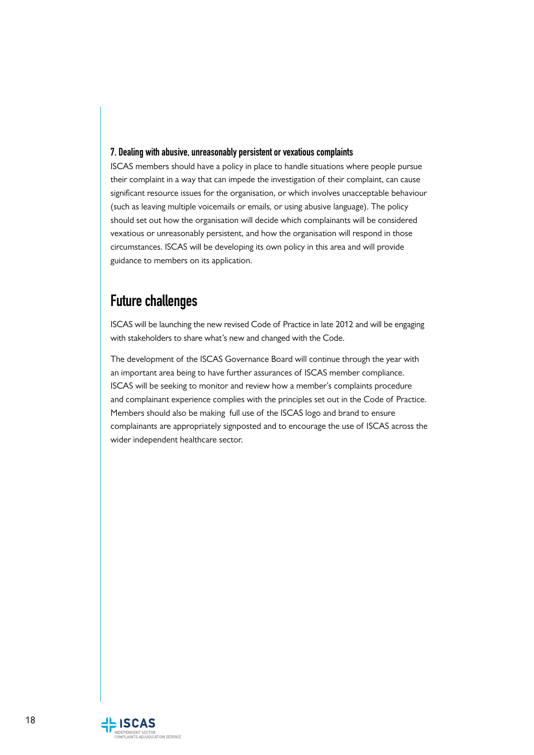### 7. Dealing with abusive, unreasonably persistent or vexatious complaints

ISCAS members should have a policy in place to handle situations where people pursue their complaint in a way that can impede the investigation of their complaint, can cause significant resource issues for the organisation, or which involves unacceptable behaviour (such as leaving multiple voicemails or emails, or using abusive language). The policy should set out how the organisation will decide which complainants will be considered vexatious or unreasonably persistent, and how the organisation will respond in those circumstances. ISCAS will be developing its own policy in this area and will provide guidance to members on its application.

## Future challenges

ISCAS will be launching the new revised Code of Practice in late 2012 and will be engaging with stakeholders to share what's new and changed with the Code.

The development of the ISCAS Governance Board will continue through the year with an important area being to have further assurances of ISCAS member compliance. ISCAS will be seeking to monitor and review how a member's complaints procedure and complainant experience complies with the principles set out in the Code of Practice. Members should also be making full use of the ISCAS logo and brand to ensure complainants are appropriately signposted and to encourage the use of ISCAS across the wider independent healthcare sector.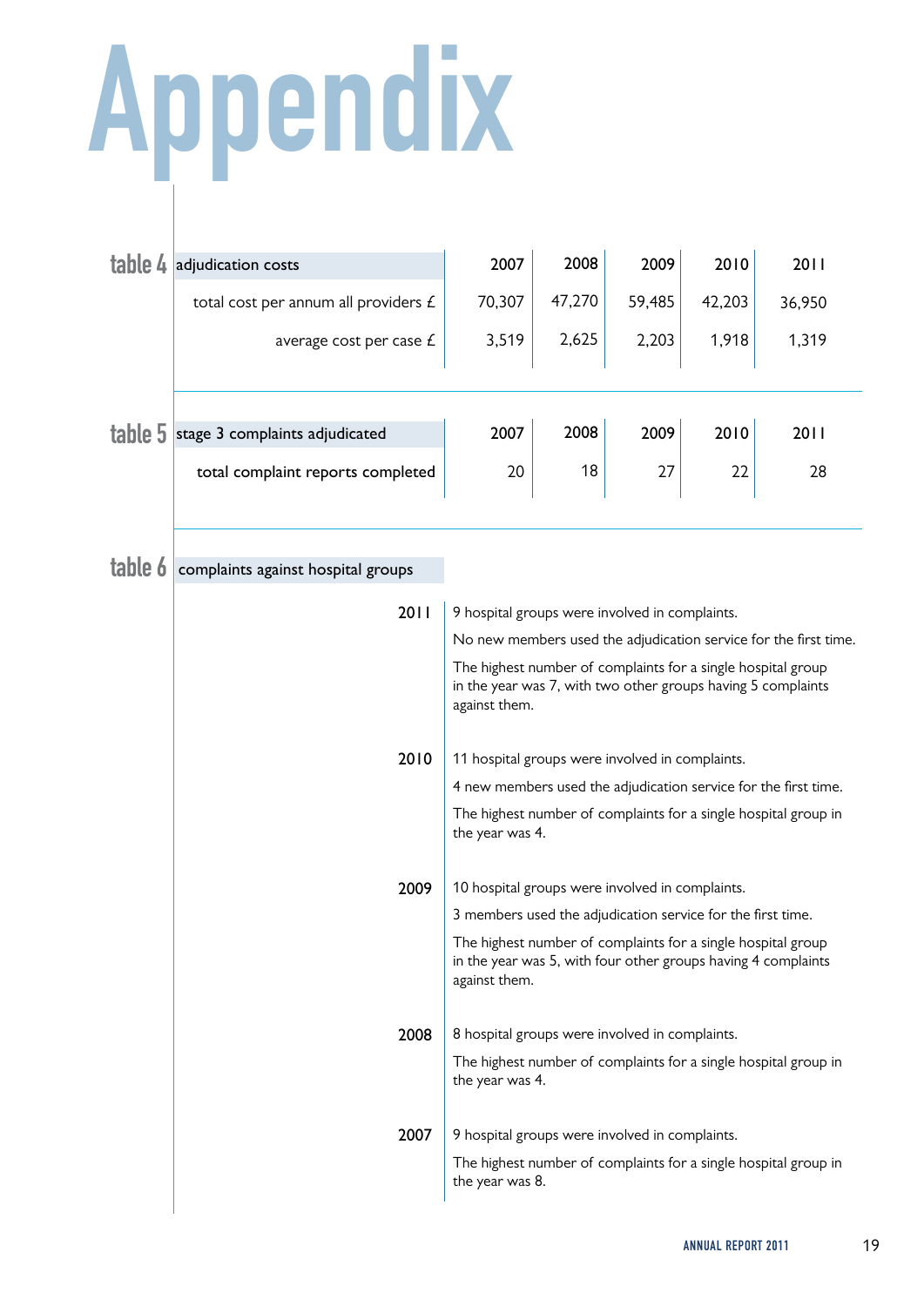# Appendix

**table 4**

| adjudication costs | 2007 | 2008 | 2009 | 2010 | 2011 |
|---|---|---|---|---|---|
| total cost per annum all providers £ | 70,307 | 47,270 | 59,485 | 42,203 | 36,950 |
| average cost per case £ | 3,519 | 2,625 | 2,203 | 1,918 | 1,319 |

**table 5**

| stage 3 complaints adjudicated | 2007 | 2008 | 2009 | 2010 | 2011 |
|---|---|---|---|---|---|
| total complaint reports completed | 20 | 18 | 27 | 22 | 28 |

**table 6**

**complaints against hospital groups**

**2011**

9 hospital groups were involved in complaints.

No new members used the adjudication service for the first time.

The highest number of complaints for a single hospital group in the year was 7, with two other groups having 5 complaints against them.

**2010**

11 hospital groups were involved in complaints.

4 new members used the adjudication service for the first time.

The highest number of complaints for a single hospital group in the year was 4.

**2009**

10 hospital groups were involved in complaints.

3 members used the adjudication service for the first time.

The highest number of complaints for a single hospital group in the year was 5, with four other groups having 4 complaints against them.

**2008**

8 hospital groups were involved in complaints.

The highest number of complaints for a single hospital group in the year was 4.

**2007**

9 hospital groups were involved in complaints.

The highest number of complaints for a single hospital group in the year was 8.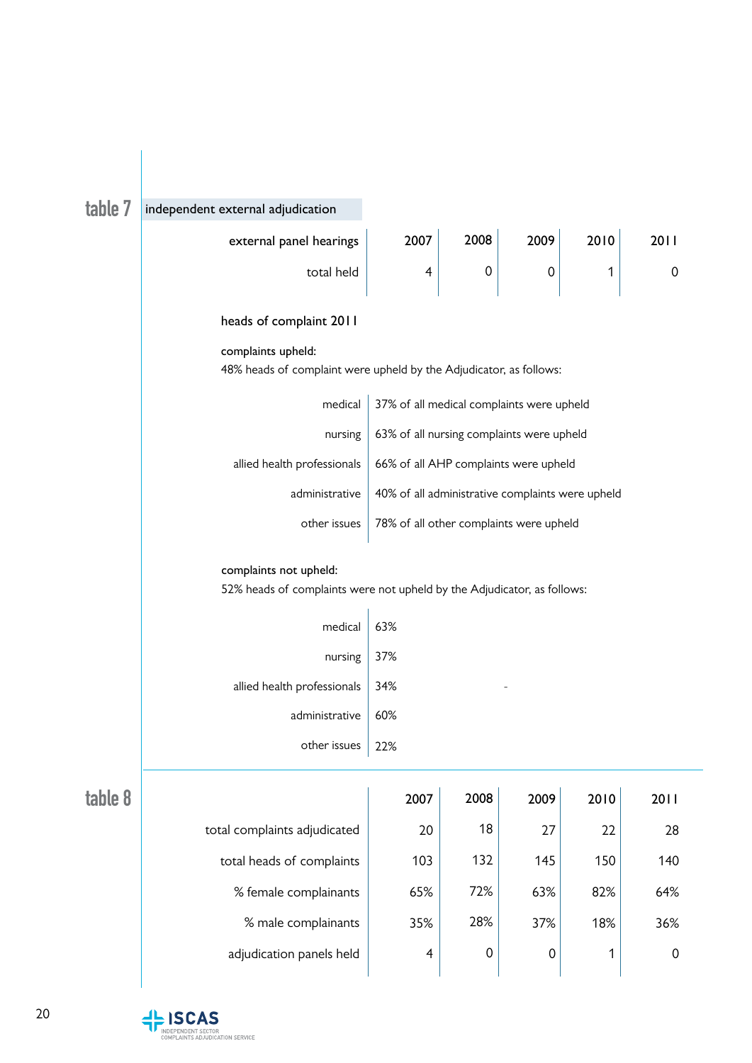## table 7

### independent external adjudication

| external panel hearings | 2007 | 2008 | 2009 | 2010 | 2011 |
|---|---|---|---|---|---|
| total held | 4 | 0 | 0 | 1 | 0 |

**heads of complaint 2011**

**complaints upheld:**

48% heads of complaint were upheld by the Adjudicator, as follows:

| | |
|---|---|
| medical | 37% of all medical complaints were upheld |
| nursing | 63% of all nursing complaints were upheld |
| allied health professionals | 66% of all AHP complaints were upheld |
| administrative | 40% of all administrative complaints were upheld |
| other issues | 78% of all other complaints were upheld |

**complaints not upheld:**

52% heads of complaints were not upheld by the Adjudicator, as follows:

| | |
|---|---|
| medical | 63% |
| nursing | 37% |
| allied health professionals | 34% |
| administrative | 60% |
| other issues | 22% |

## table 8

| | 2007 | 2008 | 2009 | 2010 | 2011 |
|---|---|---|---|---|---|
| total complaints adjudicated | 20 | 18 | 27 | 22 | 28 |
| total heads of complaints | 103 | 132 | 145 | 150 | 140 |
| % female complainants | 65% | 72% | 63% | 82% | 64% |
| % male complainants | 35% | 28% | 37% | 18% | 36% |
| adjudication panels held | 4 | 0 | 0 | 1 | 0 |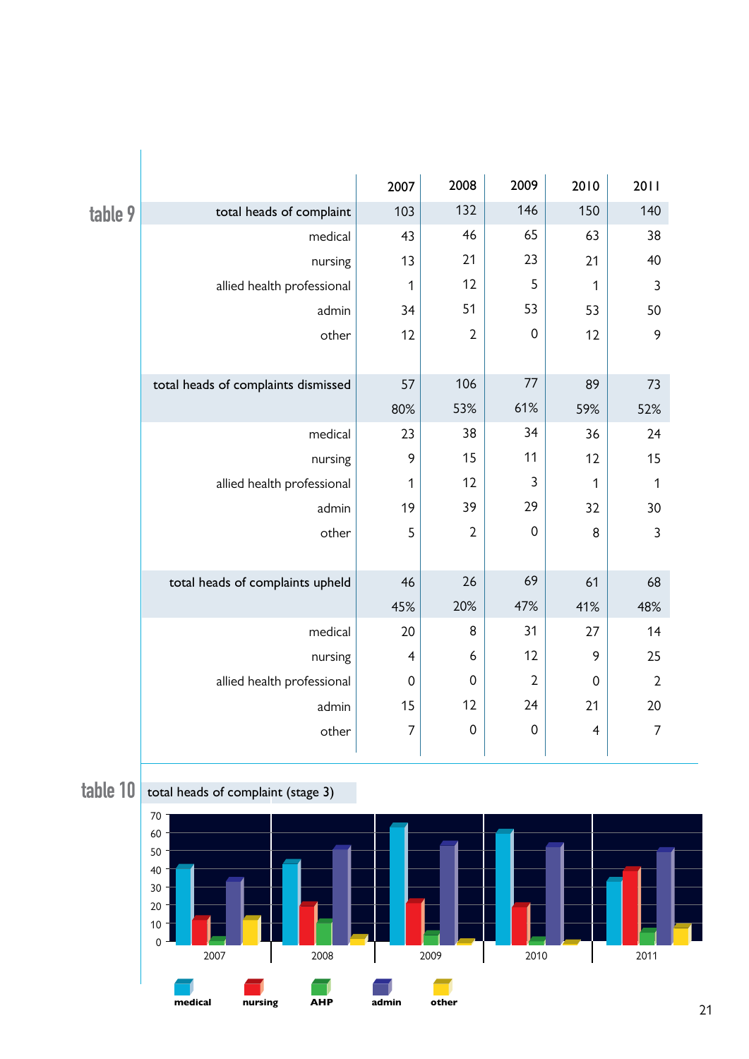## table 9

| | 2007 | 2008 | 2009 | 2010 | 2011 |
|---|---|---|---|---|---|
| total heads of complaint | 103 | 132 | 146 | 150 | 140 |
| medical | 43 | 46 | 65 | 63 | 38 |
| nursing | 13 | 21 | 23 | 21 | 40 |
| allied health professional | 1 | 12 | 5 | 1 | 3 |
| admin | 34 | 51 | 53 | 53 | 50 |
| other | 12 | 2 | 0 | 12 | 9 |
| total heads of complaints dismissed | 57 | 106 | 77 | 89 | 73 |
| | 80% | 53% | 61% | 59% | 52% |
| medical | 23 | 38 | 34 | 36 | 24 |
| nursing | 9 | 15 | 11 | 12 | 15 |
| allied health professional | 1 | 12 | 3 | 1 | 1 |
| admin | 19 | 39 | 29 | 32 | 30 |
| other | 5 | 2 | 0 | 8 | 3 |
| total heads of complaints upheld | 46 | 26 | 69 | 61 | 68 |
| | 45% | 20% | 47% | 41% | 48% |
| medical | 20 | 8 | 31 | 27 | 14 |
| nursing | 4 | 6 | 12 | 9 | 25 |
| allied health professional | 0 | 0 | 2 | 0 | 2 |
| admin | 15 | 12 | 24 | 21 | 20 |
| other | 7 | 0 | 0 | 4 | 7 |

## table 10

total heads of complaint (stage 3)

Chart legend: medical, nursing, AHP, admin, other (years 2007–2011)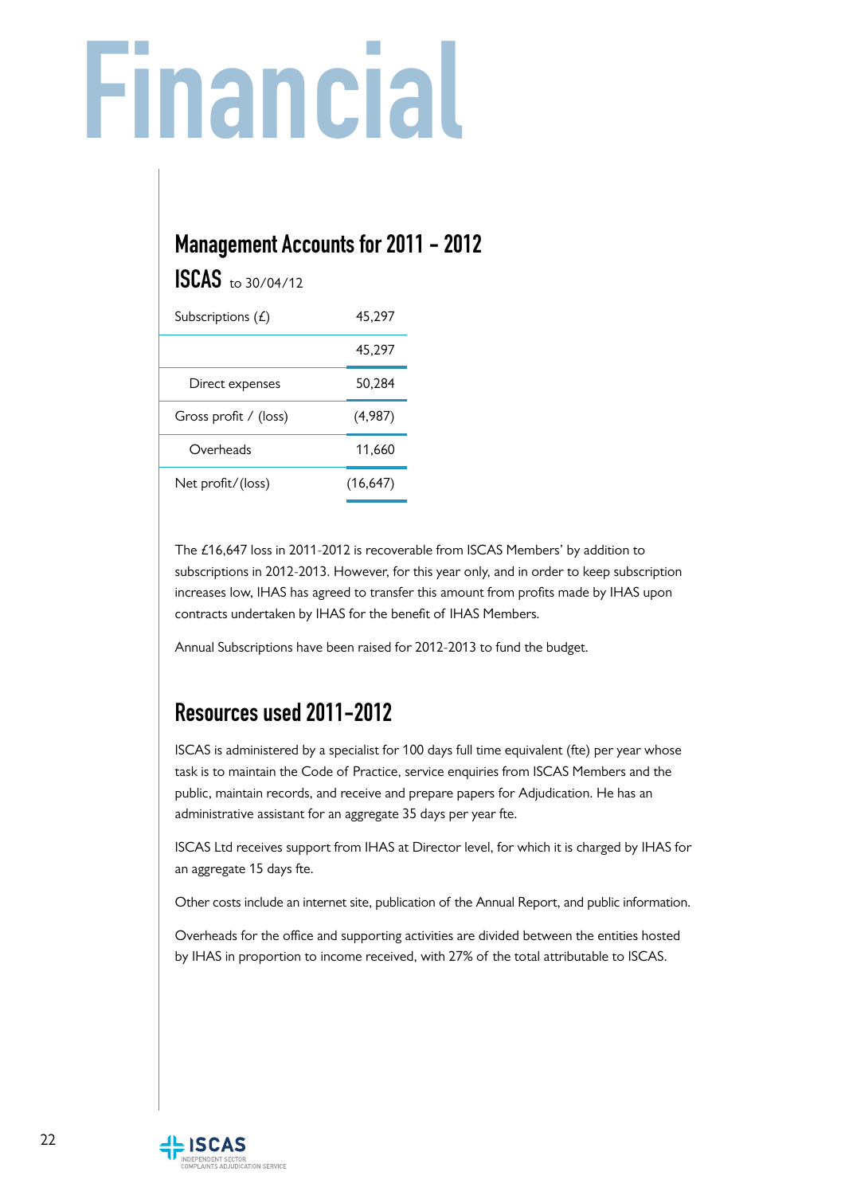# Financial

## Management Accounts for 2011 – 2012

### ISCAS to 30/04/12

| | |
|---|---|
| Subscriptions (£) | 45,297 |
| | 45,297 |
| Direct expenses | 50,284 |
| Gross profit / (loss) | (4,987) |
| Overheads | 11,660 |
| Net profit/(loss) | (16,647) |

The £16,647 loss in 2011-2012 is recoverable from ISCAS Members' by addition to subscriptions in 2012-2013. However, for this year only, and in order to keep subscription increases low, IHAS has agreed to transfer this amount from profits made by IHAS upon contracts undertaken by IHAS for the benefit of IHAS Members.

Annual Subscriptions have been raised for 2012-2013 to fund the budget.

## Resources used 2011-2012

ISCAS is administered by a specialist for 100 days full time equivalent (fte) per year whose task is to maintain the Code of Practice, service enquiries from ISCAS Members and the public, maintain records, and receive and prepare papers for Adjudication. He has an administrative assistant for an aggregate 35 days per year fte.

ISCAS Ltd receives support from IHAS at Director level, for which it is charged by IHAS for an aggregate 15 days fte.

Other costs include an internet site, publication of the Annual Report, and public information.

Overheads for the office and supporting activities are divided between the entities hosted by IHAS in proportion to income received, with 27% of the total attributable to ISCAS.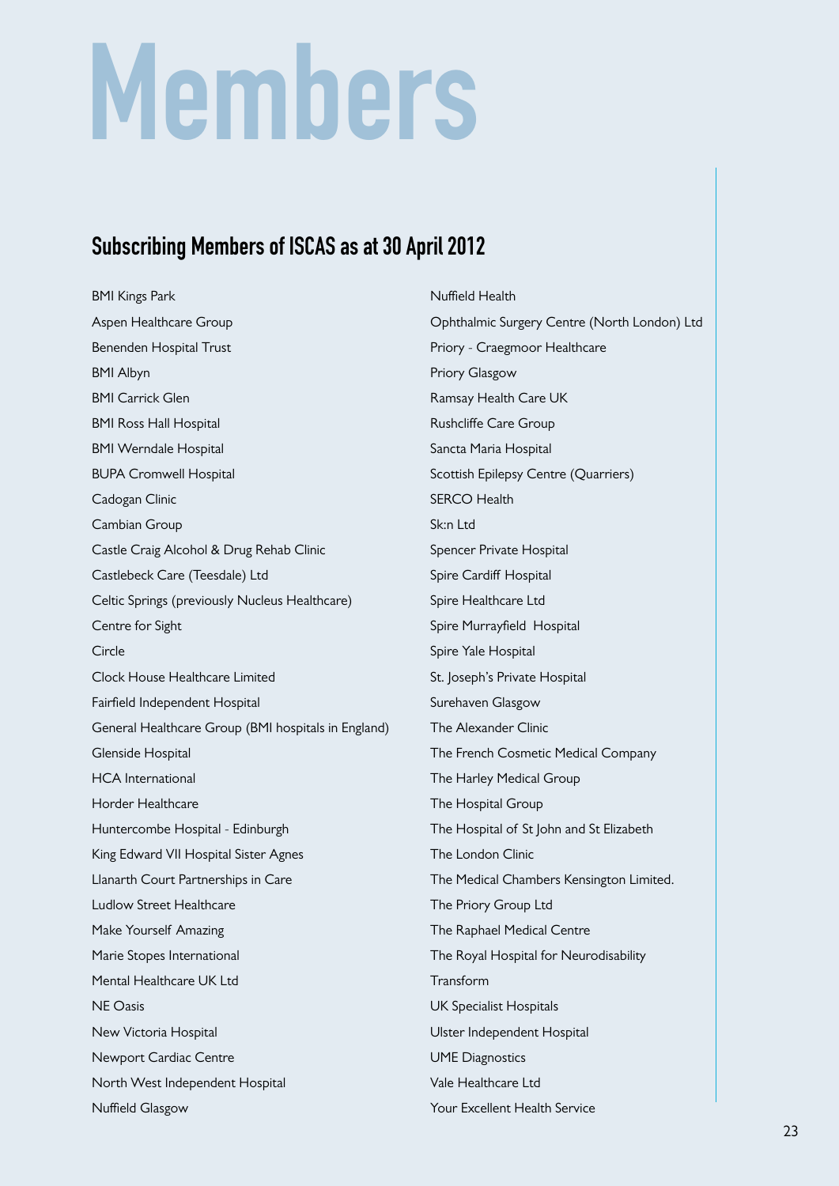# Members

## Subscribing Members of ISCAS as at 30 April 2012

BMI Kings Park

Aspen Healthcare Group

Benenden Hospital Trust

BMI Albyn

BMI Carrick Glen

BMI Ross Hall Hospital

BMI Werndale Hospital

BUPA Cromwell Hospital

Cadogan Clinic

Cambian Group

Castle Craig Alcohol & Drug Rehab Clinic

Castlebeck Care (Teesdale) Ltd

Celtic Springs (previously Nucleus Healthcare)

Centre for Sight

Circle

Clock House Healthcare Limited

Fairfield Independent Hospital

General Healthcare Group (BMI hospitals in England)

Glenside Hospital

HCA International

Horder Healthcare

Huntercombe Hospital - Edinburgh

King Edward VII Hospital Sister Agnes

Llanarth Court Partnerships in Care

Ludlow Street Healthcare

Make Yourself Amazing

Marie Stopes International

Mental Healthcare UK Ltd

NE Oasis

New Victoria Hospital

Newport Cardiac Centre

North West Independent Hospital

Nuffield Glasgow

Nuffield Health

Ophthalmic Surgery Centre (North London) Ltd

Priory - Craegmoor Healthcare

Priory Glasgow

Ramsay Health Care UK

Rushcliffe Care Group

Sancta Maria Hospital

Scottish Epilepsy Centre (Quarriers)

SERCO Health

Sk:n Ltd

Spencer Private Hospital

Spire Cardiff Hospital

Spire Healthcare Ltd

Spire Murrayfield Hospital

Spire Yale Hospital

St. Joseph's Private Hospital

Surehaven Glasgow

The Alexander Clinic

The French Cosmetic Medical Company

The Harley Medical Group

The Hospital Group

The Hospital of St John and St Elizabeth

The London Clinic

The Medical Chambers Kensington Limited.

The Priory Group Ltd

The Raphael Medical Centre

The Royal Hospital for Neurodisability

Transform

UK Specialist Hospitals

Ulster Independent Hospital

UME Diagnostics

Vale Healthcare Ltd

Your Excellent Health Service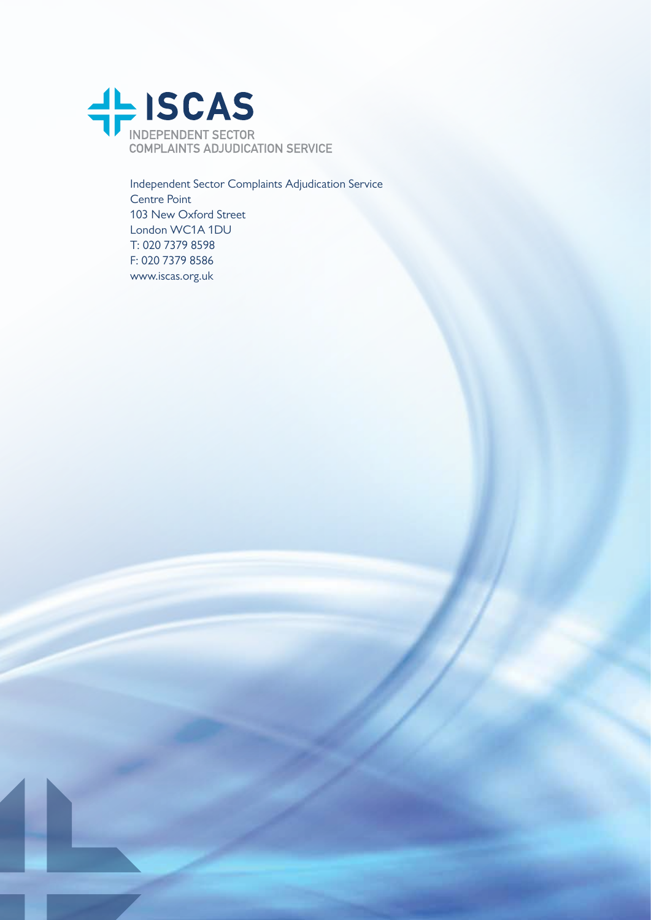**ISCAS**

INDEPENDENT SECTOR
COMPLAINTS ADJUDICATION SERVICE

Independent Sector Complaints Adjudication Service
Centre Point
103 New Oxford Street
London WC1A 1DU
T: 020 7379 8598
F: 020 7379 8586
www.iscas.org.uk